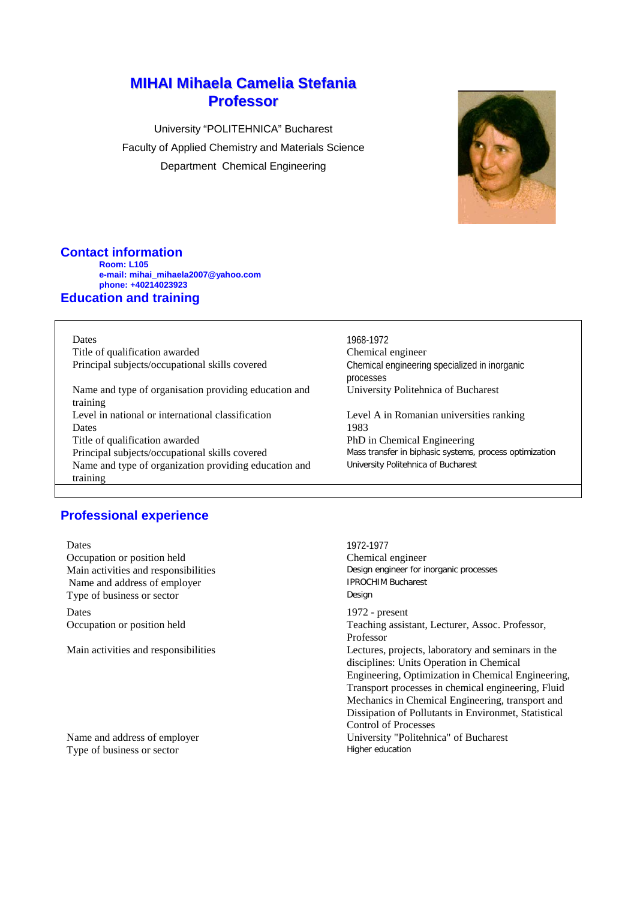# MIHAI Mihaela Camelia Stefania
# Professor

University "POLITEHNICA" Bucharest

Faculty of Applied Chemistry and Materials Science

Department Chemical Engineering

## Contact information

**Room: L105**
**e-mail: mihai_mihaela2007@yahoo.com**
**phone: +40214023923**

## Education and training

| | |
|---|---|
| Dates | 1968-1972 |
| Title of qualification awarded | Chemical engineer |
| Principal subjects/occupational skills covered | Chemical engineering specialized in inorganic processes |
| Name and type of organisation providing education and training | University Politehnica of Bucharest |
| Level in national or international classification | Level A in Romanian universities ranking |
| Dates | 1983 |
| Title of qualification awarded | PhD in Chemical Engineering |
| Principal subjects/occupational skills covered | Mass transfer in biphasic systems, process optimization |
| Name and type of organization providing education and training | University Politehnica of Bucharest |

## Professional experience

| | |
|---|---|
| Dates | 1972-1977 |
| Occupation or position held | Chemical engineer |
| Main activities and responsibilities | Design engineer for inorganic processes |
| Name and address of employer | IPROCHIM Bucharest |
| Type of business or sector | Design |
| Dates | 1972 - present |
| Occupation or position held | Teaching assistant, Lecturer, Assoc. Professor, Professor |
| Main activities and responsibilities | Lectures, projects, laboratory and seminars in the disciplines: Units Operation in Chemical Engineering, Optimization in Chemical Engineering, Transport processes in chemical engineering, Fluid Mechanics in Chemical Engineering, transport and Dissipation of Pollutants in Environmet, Statistical Control of Processes |
| Name and address of employer | University "Politehnica" of Bucharest |
| Type of business or sector | Higher education |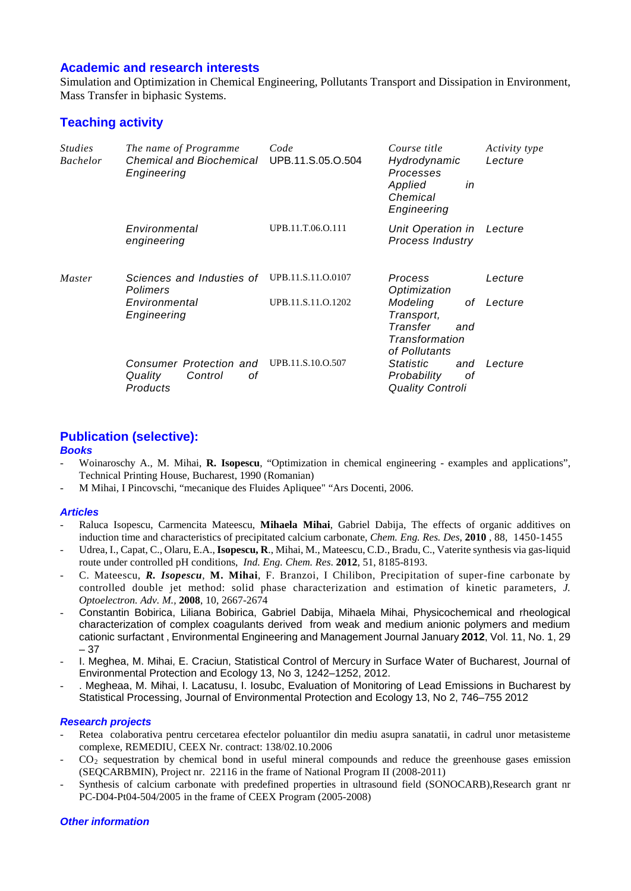## Academic and research interests

Simulation and Optimization in Chemical Engineering, Pollutants Transport and Dissipation in Environment, Mass Transfer in biphasic Systems.

## Teaching activity

| *Studies* | *The name of Programme* | *Code* | *Course title* | *Activity type* |
|---|---|---|---|---|
| *Bachelor* | *Chemical and Biochemical Engineering* | UPB.11.S.05.O.504 | *Hydrodynamic Processes Applied in Chemical Engineering* | *Lecture* |
| | *Environmental engineering* | UPB.11.T.06.O.111 | *Unit Operation in Process Industry* | *Lecture* |
| *Master* | *Sciences and Industies of Polimers* | UPB.11.S.11.O.0107 | *Process Optimization* | *Lecture* |
| | *Environmental Engineering* | UPB.11.S.11.O.1202 | *Modeling of Transport, Transfer and Transformation of Pollutants* | *Lecture* |
| | *Consumer Protection and Quality Control of Products* | UPB.11.S.10.O.507 | *Statistic and Probability of Quality Controli* | *Lecture* |

## Publication (selective):

### *Books*

- Woinaroschy A., M. Mihai, **R. Isopescu**, "Optimization in chemical engineering - examples and applications", Technical Printing House, Bucharest, 1990 (Romanian)
- M Mihai, I Pincovschi, "mecanique des Fluides Apliquee" "Ars Docenti, 2006.

### *Articles*

- Raluca Isopescu, Carmencita Mateescu, **Mihaela Mihai**, Gabriel Dabija, The effects of organic additives on induction time and characteristics of precipitated calcium carbonate, *Chem. Eng. Res. Des*, **2010** , 88, 1450-1455
- Udrea, I., Capat, C., Olaru, E.A., **Isopescu, R**., Mihai, M., Mateescu, C.D., Bradu, C., Vaterite synthesis via gas-liquid route under controlled pH conditions, *Ind. Eng. Chem. Res*. **2012**, 51, 8185-8193.
- C. Mateescu, ***R. Isopescu***, **M. Mihai**, F. Branzoi, I Chilibon, Precipitation of super-fine carbonate by controlled double jet method: solid phase characterization and estimation of kinetic parameters, *J. Optoelectron. Adv. M.*, **2008**, 10, 2667-2674
- Constantin Bobirica, Liliana Bobirica, Gabriel Dabija, Mihaela Mihai, Physicochemical and rheological characterization of complex coagulants derived from weak and medium anionic polymers and medium cationic surfactant , Environmental Engineering and Management Journal January **2012**, Vol. 11, No. 1, 29 – 37
- I. Meghea, M. Mihai, E. Craciun, Statistical Control of Mercury in Surface Water of Bucharest, Journal of Environmental Protection and Ecology 13, No 3, 1242–1252, 2012.
- . Megheaa, M. Mihai, I. Lacatusu, I. Iosubc, Evaluation of Monitoring of Lead Emissions in Bucharest by Statistical Processing, Journal of Environmental Protection and Ecology 13, No 2, 746–755 2012

### *Research projects*

- Retea colaborativa pentru cercetarea efectelor poluantilor din mediu asupra sanatatii, in cadrul unor metasisteme complexe, REMEDIU, CEEX Nr. contract: 138/02.10.2006
- $CO_2$ sequestration by chemical bond in useful mineral compounds and reduce the greenhouse gases emission (SEQCARBMIN), Project nr. 22116 in the frame of National Program II (2008-2011)
- Synthesis of calcium carbonate with predefined properties in ultrasound field (SONOCARB),Research grant nr PC-D04-Pt04-504/2005 in the frame of CEEX Program (2005-2008)

### *Other information*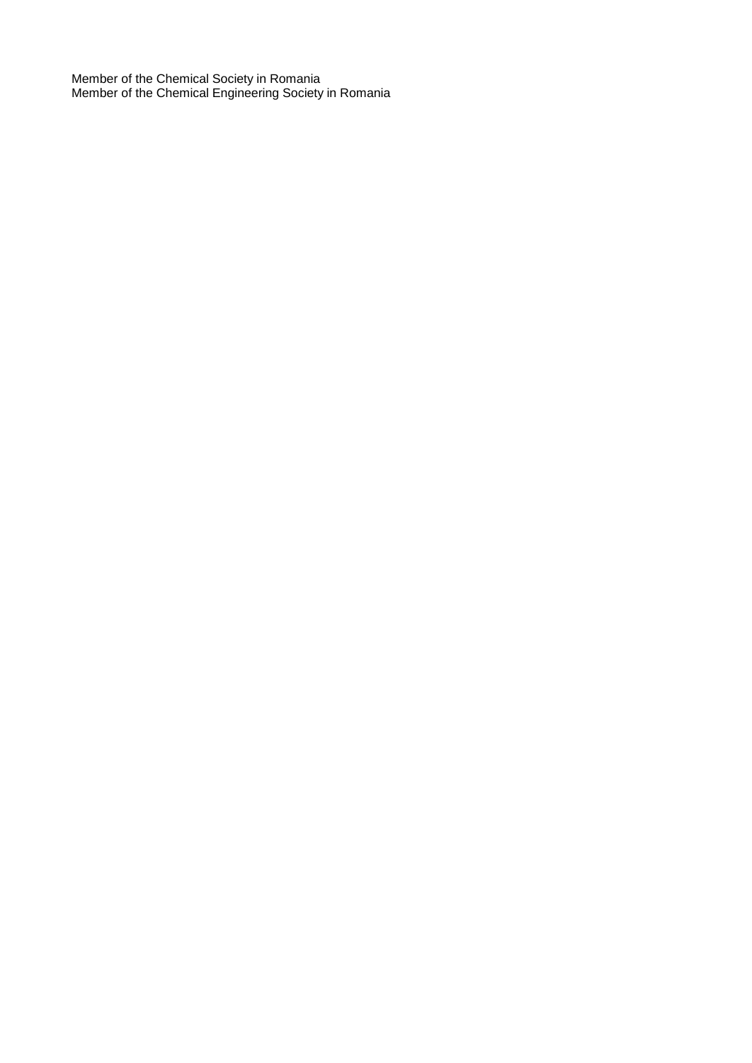Member of the Chemical Society in Romania
Member of the Chemical Engineering Society in Romania